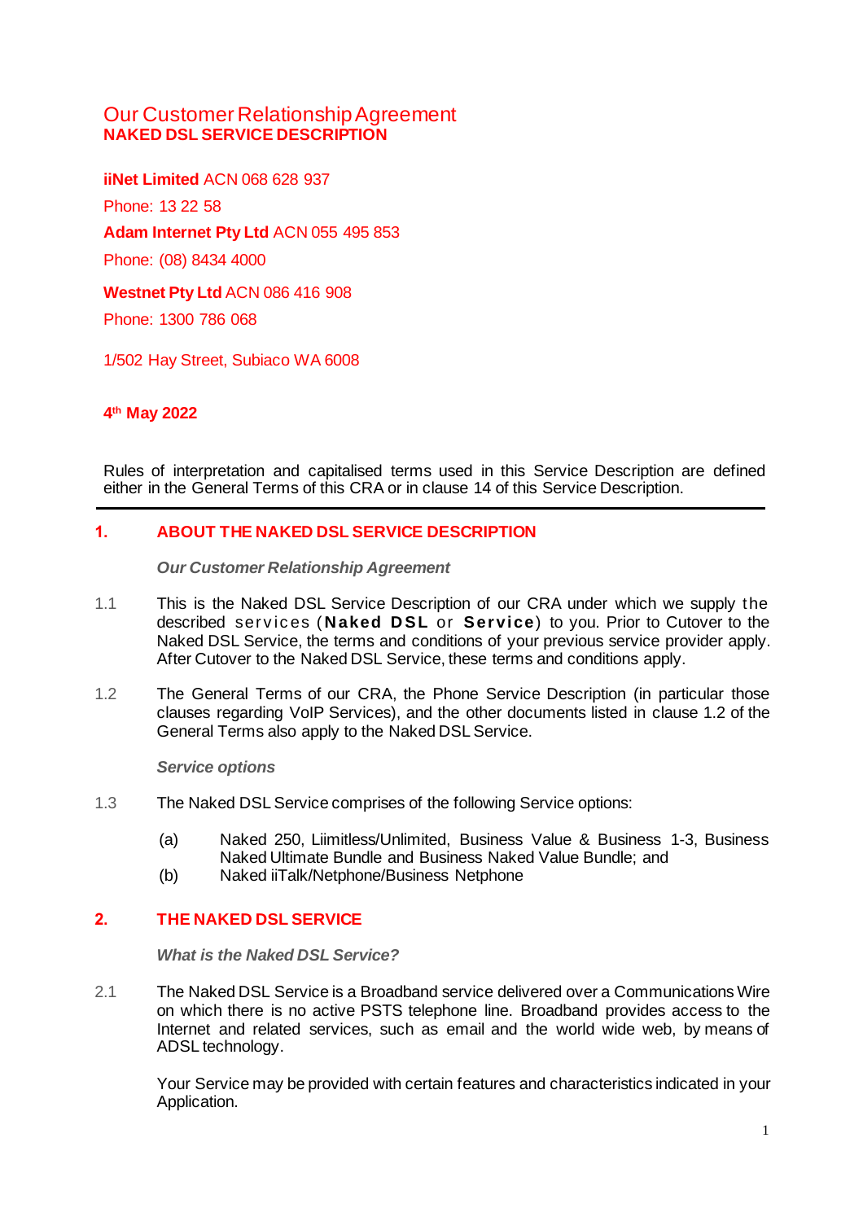# Our Customer Relationship Agreement
## NAKED DSL SERVICE DESCRIPTION

**iiNet Limited** ACN 068 628 937

Phone: 13 22 58

**Adam Internet Pty Ltd** ACN 055 495 853

Phone: (08) 8434 4000

**Westnet Pty Ltd** ACN 086 416 908

Phone: 1300 786 068

1/502 Hay Street, Subiaco WA 6008

**4th May 2022**

Rules of interpretation and capitalised terms used in this Service Description are defined either in the General Terms of this CRA or in clause 14 of this Service Description.

---

## 1. ABOUT THE NAKED DSL SERVICE DESCRIPTION

***Our Customer Relationship Agreement***

1.1 This is the Naked DSL Service Description of our CRA under which we supply the described services (**Naked DSL** or **Service**) to you. Prior to Cutover to the Naked DSL Service, the terms and conditions of your previous service provider apply. After Cutover to the Naked DSL Service, these terms and conditions apply.

1.2 The General Terms of our CRA, the Phone Service Description (in particular those clauses regarding VoIP Services), and the other documents listed in clause 1.2 of the General Terms also apply to the Naked DSL Service.

***Service options***

1.3 The Naked DSL Service comprises of the following Service options:

(a) Naked 250, Liimitless/Unlimited, Business Value & Business 1-3, Business Naked Ultimate Bundle and Business Naked Value Bundle; and

(b) Naked iiTalk/Netphone/Business Netphone

## 2. THE NAKED DSL SERVICE

***What is the Naked DSL Service?***

2.1 The Naked DSL Service is a Broadband service delivered over a Communications Wire on which there is no active PSTS telephone line. Broadband provides access to the Internet and related services, such as email and the world wide web, by means of ADSL technology.

Your Service may be provided with certain features and characteristics indicated in your Application.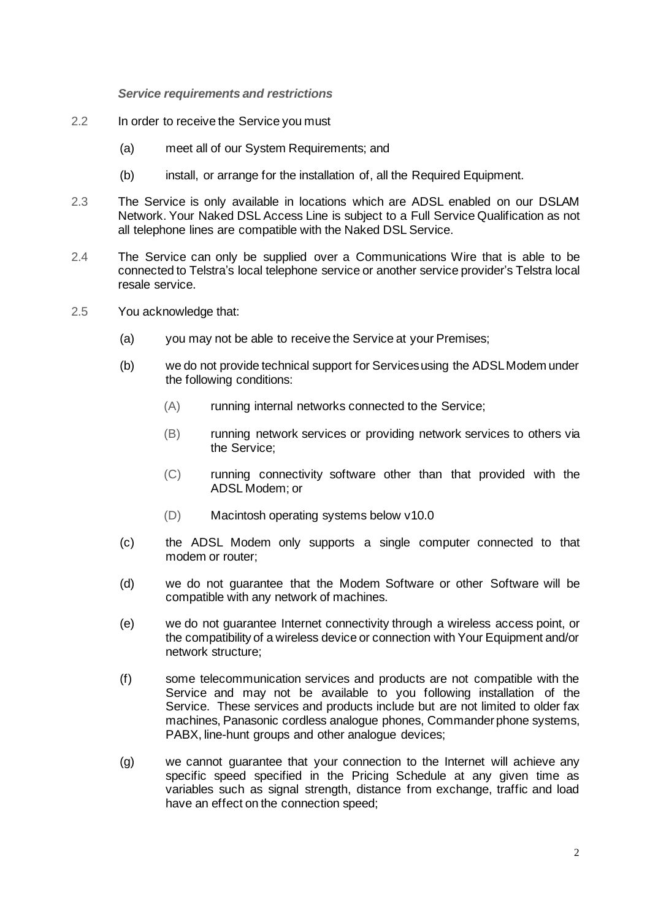***Service requirements and restrictions***

2.2 In order to receive the Service you must

(a) meet all of our System Requirements; and

(b) install, or arrange for the installation of, all the Required Equipment.

2.3 The Service is only available in locations which are ADSL enabled on our DSLAM Network. Your Naked DSL Access Line is subject to a Full Service Qualification as not all telephone lines are compatible with the Naked DSL Service.

2.4 The Service can only be supplied over a Communications Wire that is able to be connected to Telstra's local telephone service or another service provider's Telstra local resale service.

2.5 You acknowledge that:

(a) you may not be able to receive the Service at your Premises;

(b) we do not provide technical support for Services using the ADSL Modem under the following conditions:

(A) running internal networks connected to the Service;

(B) running network services or providing network services to others via the Service;

(C) running connectivity software other than that provided with the ADSL Modem; or

(D) Macintosh operating systems below v10.0

(c) the ADSL Modem only supports a single computer connected to that modem or router;

(d) we do not guarantee that the Modem Software or other Software will be compatible with any network of machines.

(e) we do not guarantee Internet connectivity through a wireless access point, or the compatibility of a wireless device or connection with Your Equipment and/or network structure;

(f) some telecommunication services and products are not compatible with the Service and may not be available to you following installation of the Service. These services and products include but are not limited to older fax machines, Panasonic cordless analogue phones, Commander phone systems, PABX, line-hunt groups and other analogue devices;

(g) we cannot guarantee that your connection to the Internet will achieve any specific speed specified in the Pricing Schedule at any given time as variables such as signal strength, distance from exchange, traffic and load have an effect on the connection speed;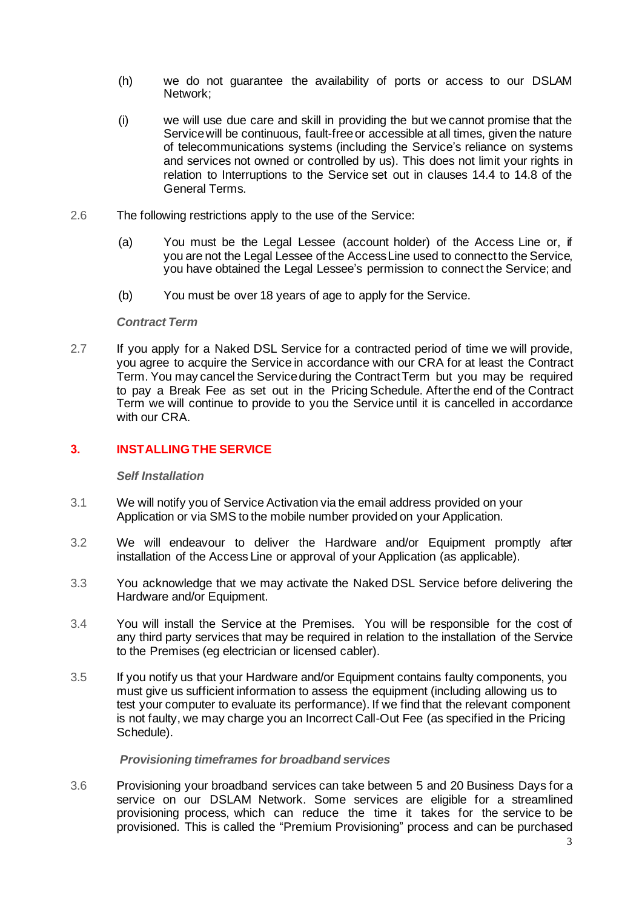(h) we do not guarantee the availability of ports or access to our DSLAM Network;

(i) we will use due care and skill in providing the but we cannot promise that the Service will be continuous, fault-free or accessible at all times, given the nature of telecommunications systems (including the Service's reliance on systems and services not owned or controlled by us). This does not limit your rights in relation to Interruptions to the Service set out in clauses 14.4 to 14.8 of the General Terms.

2.6 The following restrictions apply to the use of the Service:

(a) You must be the Legal Lessee (account holder) of the Access Line or, if you are not the Legal Lessee of the Access Line used to connect to the Service, you have obtained the Legal Lessee's permission to connect the Service; and

(b) You must be over 18 years of age to apply for the Service.

***Contract Term***

2.7 If you apply for a Naked DSL Service for a contracted period of time we will provide, you agree to acquire the Service in accordance with our CRA for at least the Contract Term. You may cancel the Service during the Contract Term but you may be required to pay a Break Fee as set out in the Pricing Schedule. After the end of the Contract Term we will continue to provide to you the Service until it is cancelled in accordance with our CRA.

## 3. INSTALLING THE SERVICE

***Self Installation***

3.1 We will notify you of Service Activation via the email address provided on your Application or via SMS to the mobile number provided on your Application.

3.2 We will endeavour to deliver the Hardware and/or Equipment promptly after installation of the Access Line or approval of your Application (as applicable).

3.3 You acknowledge that we may activate the Naked DSL Service before delivering the Hardware and/or Equipment.

3.4 You will install the Service at the Premises. You will be responsible for the cost of any third party services that may be required in relation to the installation of the Service to the Premises (eg electrician or licensed cabler).

3.5 If you notify us that your Hardware and/or Equipment contains faulty components, you must give us sufficient information to assess the equipment (including allowing us to test your computer to evaluate its performance). If we find that the relevant component is not faulty, we may charge you an Incorrect Call-Out Fee (as specified in the Pricing Schedule).

***Provisioning timeframes for broadband services***

3.6 Provisioning your broadband services can take between 5 and 20 Business Days for a service on our DSLAM Network. Some services are eligible for a streamlined provisioning process, which can reduce the time it takes for the service to be provisioned. This is called the "Premium Provisioning" process and can be purchased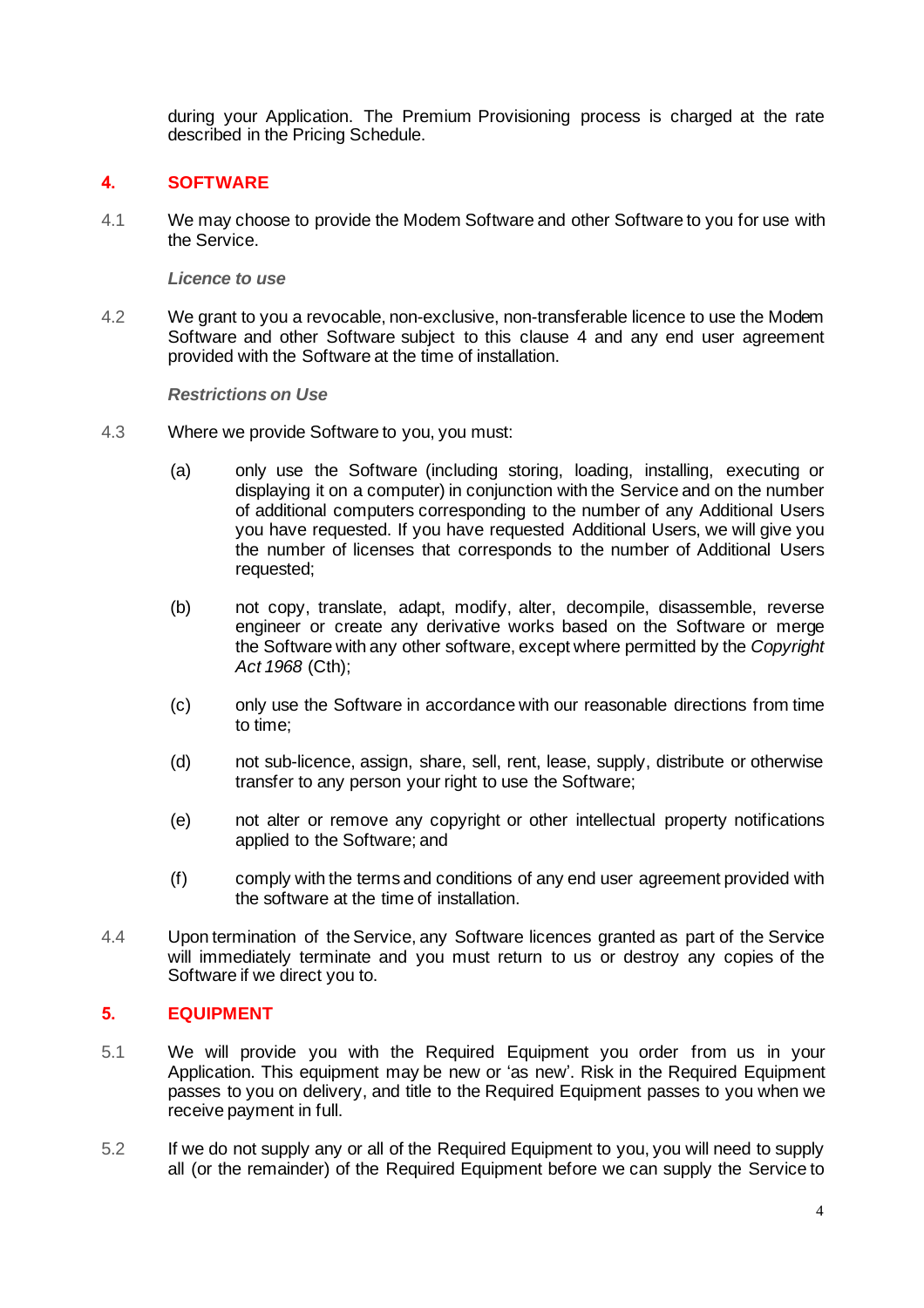during your Application. The Premium Provisioning process is charged at the rate described in the Pricing Schedule.

## 4. SOFTWARE

4.1 We may choose to provide the Modem Software and other Software to you for use with the Service.

***Licence to use***

4.2 We grant to you a revocable, non-exclusive, non-transferable licence to use the Modem Software and other Software subject to this clause 4 and any end user agreement provided with the Software at the time of installation.

***Restrictions on Use***

4.3 Where we provide Software to you, you must:

(a) only use the Software (including storing, loading, installing, executing or displaying it on a computer) in conjunction with the Service and on the number of additional computers corresponding to the number of any Additional Users you have requested. If you have requested Additional Users, we will give you the number of licenses that corresponds to the number of Additional Users requested;

(b) not copy, translate, adapt, modify, alter, decompile, disassemble, reverse engineer or create any derivative works based on the Software or merge the Software with any other software, except where permitted by the *Copyright Act 1968* (Cth);

(c) only use the Software in accordance with our reasonable directions from time to time;

(d) not sub-licence, assign, share, sell, rent, lease, supply, distribute or otherwise transfer to any person your right to use the Software;

(e) not alter or remove any copyright or other intellectual property notifications applied to the Software; and

(f) comply with the terms and conditions of any end user agreement provided with the software at the time of installation.

4.4 Upon termination of the Service, any Software licences granted as part of the Service will immediately terminate and you must return to us or destroy any copies of the Software if we direct you to.

## 5. EQUIPMENT

5.1 We will provide you with the Required Equipment you order from us in your Application. This equipment may be new or 'as new'. Risk in the Required Equipment passes to you on delivery, and title to the Required Equipment passes to you when we receive payment in full.

5.2 If we do not supply any or all of the Required Equipment to you, you will need to supply all (or the remainder) of the Required Equipment before we can supply the Service to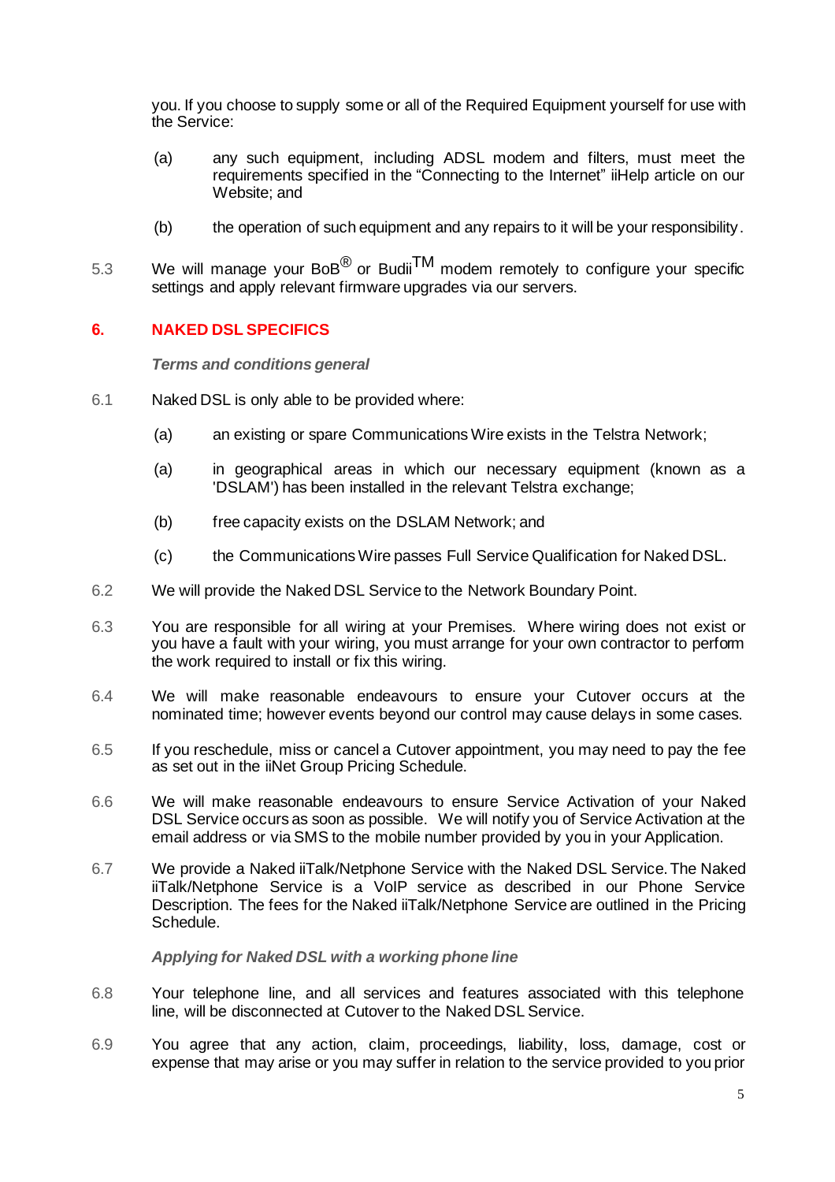you. If you choose to supply some or all of the Required Equipment yourself for use with the Service:

(a) any such equipment, including ADSL modem and filters, must meet the requirements specified in the "Connecting to the Internet" iiHelp article on our Website; and

(b) the operation of such equipment and any repairs to it will be your responsibility.

5.3 We will manage your BoB® or Budii™ modem remotely to configure your specific settings and apply relevant firmware upgrades via our servers.

## 6. NAKED DSL SPECIFICS

***Terms and conditions general***

6.1 Naked DSL is only able to be provided where:

(a) an existing or spare Communications Wire exists in the Telstra Network;

(a) in geographical areas in which our necessary equipment (known as a 'DSLAM') has been installed in the relevant Telstra exchange;

(b) free capacity exists on the DSLAM Network; and

(c) the Communications Wire passes Full Service Qualification for Naked DSL.

6.2 We will provide the Naked DSL Service to the Network Boundary Point.

6.3 You are responsible for all wiring at your Premises. Where wiring does not exist or you have a fault with your wiring, you must arrange for your own contractor to perform the work required to install or fix this wiring.

6.4 We will make reasonable endeavours to ensure your Cutover occurs at the nominated time; however events beyond our control may cause delays in some cases.

6.5 If you reschedule, miss or cancel a Cutover appointment, you may need to pay the fee as set out in the iiNet Group Pricing Schedule.

6.6 We will make reasonable endeavours to ensure Service Activation of your Naked DSL Service occurs as soon as possible. We will notify you of Service Activation at the email address or via SMS to the mobile number provided by you in your Application.

6.7 We provide a Naked iiTalk/Netphone Service with the Naked DSL Service. The Naked iiTalk/Netphone Service is a VoIP service as described in our Phone Service Description. The fees for the Naked iiTalk/Netphone Service are outlined in the Pricing Schedule.

***Applying for Naked DSL with a working phone line***

6.8 Your telephone line, and all services and features associated with this telephone line, will be disconnected at Cutover to the Naked DSL Service.

6.9 You agree that any action, claim, proceedings, liability, loss, damage, cost or expense that may arise or you may suffer in relation to the service provided to you prior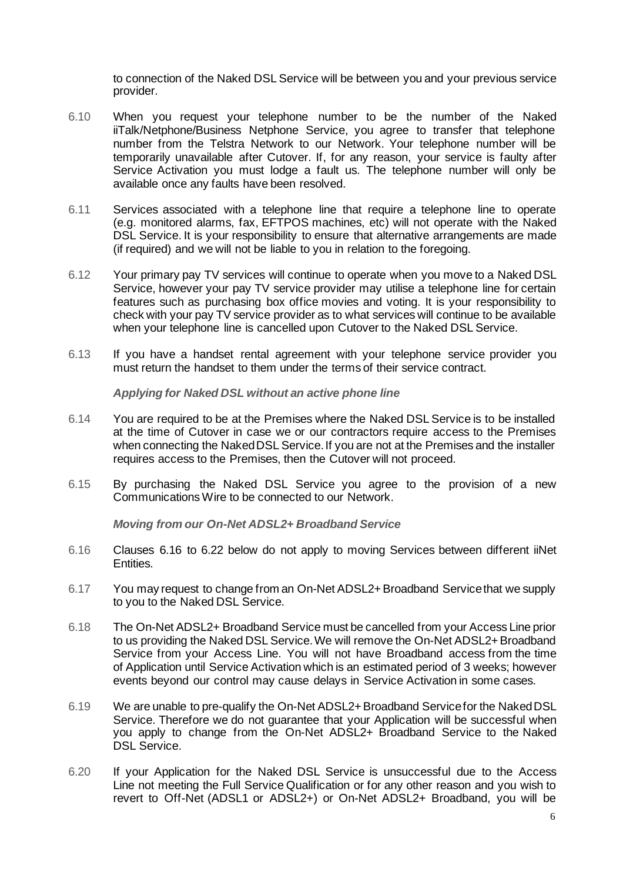to connection of the Naked DSL Service will be between you and your previous service provider.

6.10 When you request your telephone number to be the number of the Naked iiTalk/Netphone/Business Netphone Service, you agree to transfer that telephone number from the Telstra Network to our Network. Your telephone number will be temporarily unavailable after Cutover. If, for any reason, your service is faulty after Service Activation you must lodge a fault us. The telephone number will only be available once any faults have been resolved.

6.11 Services associated with a telephone line that require a telephone line to operate (e.g. monitored alarms, fax, EFTPOS machines, etc) will not operate with the Naked DSL Service. It is your responsibility to ensure that alternative arrangements are made (if required) and we will not be liable to you in relation to the foregoing.

6.12 Your primary pay TV services will continue to operate when you move to a Naked DSL Service, however your pay TV service provider may utilise a telephone line for certain features such as purchasing box office movies and voting. It is your responsibility to check with your pay TV service provider as to what services will continue to be available when your telephone line is cancelled upon Cutover to the Naked DSL Service.

6.13 If you have a handset rental agreement with your telephone service provider you must return the handset to them under the terms of their service contract.

***Applying for Naked DSL without an active phone line***

6.14 You are required to be at the Premises where the Naked DSL Service is to be installed at the time of Cutover in case we or our contractors require access to the Premises when connecting the Naked DSL Service. If you are not at the Premises and the installer requires access to the Premises, then the Cutover will not proceed.

6.15 By purchasing the Naked DSL Service you agree to the provision of a new Communications Wire to be connected to our Network.

***Moving from our On-Net ADSL2+ Broadband Service***

6.16 Clauses 6.16 to 6.22 below do not apply to moving Services between different iiNet Entities.

6.17 You may request to change from an On-Net ADSL2+ Broadband Service that we supply to you to the Naked DSL Service.

6.18 The On-Net ADSL2+ Broadband Service must be cancelled from your Access Line prior to us providing the Naked DSL Service. We will remove the On-Net ADSL2+ Broadband Service from your Access Line. You will not have Broadband access from the time of Application until Service Activation which is an estimated period of 3 weeks; however events beyond our control may cause delays in Service Activation in some cases.

6.19 We are unable to pre-qualify the On-Net ADSL2+ Broadband Service for the Naked DSL Service. Therefore we do not guarantee that your Application will be successful when you apply to change from the On-Net ADSL2+ Broadband Service to the Naked DSL Service.

6.20 If your Application for the Naked DSL Service is unsuccessful due to the Access Line not meeting the Full Service Qualification or for any other reason and you wish to revert to Off-Net (ADSL1 or ADSL2+) or On-Net ADSL2+ Broadband, you will be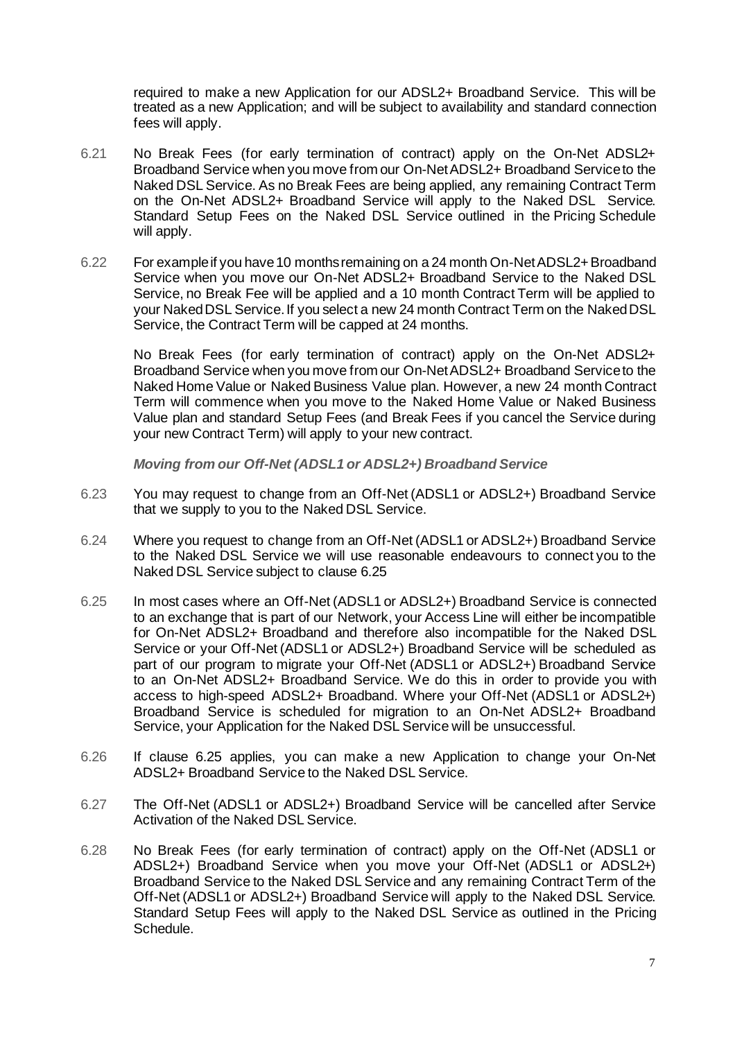required to make a new Application for our ADSL2+ Broadband Service. This will be treated as a new Application; and will be subject to availability and standard connection fees will apply.

6.21 No Break Fees (for early termination of contract) apply on the On-Net ADSL2+ Broadband Service when you move from our On-Net ADSL2+ Broadband Service to the Naked DSL Service. As no Break Fees are being applied, any remaining Contract Term on the On-Net ADSL2+ Broadband Service will apply to the Naked DSL Service. Standard Setup Fees on the Naked DSL Service outlined in the Pricing Schedule will apply.

6.22 For example if you have 10 months remaining on a 24 month On-Net ADSL2+ Broadband Service when you move our On-Net ADSL2+ Broadband Service to the Naked DSL Service, no Break Fee will be applied and a 10 month Contract Term will be applied to your Naked DSL Service. If you select a new 24 month Contract Term on the Naked DSL Service, the Contract Term will be capped at 24 months.

No Break Fees (for early termination of contract) apply on the On-Net ADSL2+ Broadband Service when you move from our On-Net ADSL2+ Broadband Service to the Naked Home Value or Naked Business Value plan. However, a new 24 month Contract Term will commence when you move to the Naked Home Value or Naked Business Value plan and standard Setup Fees (and Break Fees if you cancel the Service during your new Contract Term) will apply to your new contract.

***Moving from our Off-Net (ADSL1 or ADSL2+) Broadband Service***

6.23 You may request to change from an Off-Net (ADSL1 or ADSL2+) Broadband Service that we supply to you to the Naked DSL Service.

6.24 Where you request to change from an Off-Net (ADSL1 or ADSL2+) Broadband Service to the Naked DSL Service we will use reasonable endeavours to connect you to the Naked DSL Service subject to clause 6.25

6.25 In most cases where an Off-Net (ADSL1 or ADSL2+) Broadband Service is connected to an exchange that is part of our Network, your Access Line will either be incompatible for On-Net ADSL2+ Broadband and therefore also incompatible for the Naked DSL Service or your Off-Net (ADSL1 or ADSL2+) Broadband Service will be scheduled as part of our program to migrate your Off-Net (ADSL1 or ADSL2+) Broadband Service to an On-Net ADSL2+ Broadband Service. We do this in order to provide you with access to high-speed ADSL2+ Broadband. Where your Off-Net (ADSL1 or ADSL2+) Broadband Service is scheduled for migration to an On-Net ADSL2+ Broadband Service, your Application for the Naked DSL Service will be unsuccessful.

6.26 If clause 6.25 applies, you can make a new Application to change your On-Net ADSL2+ Broadband Service to the Naked DSL Service.

6.27 The Off-Net (ADSL1 or ADSL2+) Broadband Service will be cancelled after Service Activation of the Naked DSL Service.

6.28 No Break Fees (for early termination of contract) apply on the Off-Net (ADSL1 or ADSL2+) Broadband Service when you move your Off-Net (ADSL1 or ADSL2+) Broadband Service to the Naked DSL Service and any remaining Contract Term of the Off-Net (ADSL1 or ADSL2+) Broadband Service will apply to the Naked DSL Service. Standard Setup Fees will apply to the Naked DSL Service as outlined in the Pricing Schedule.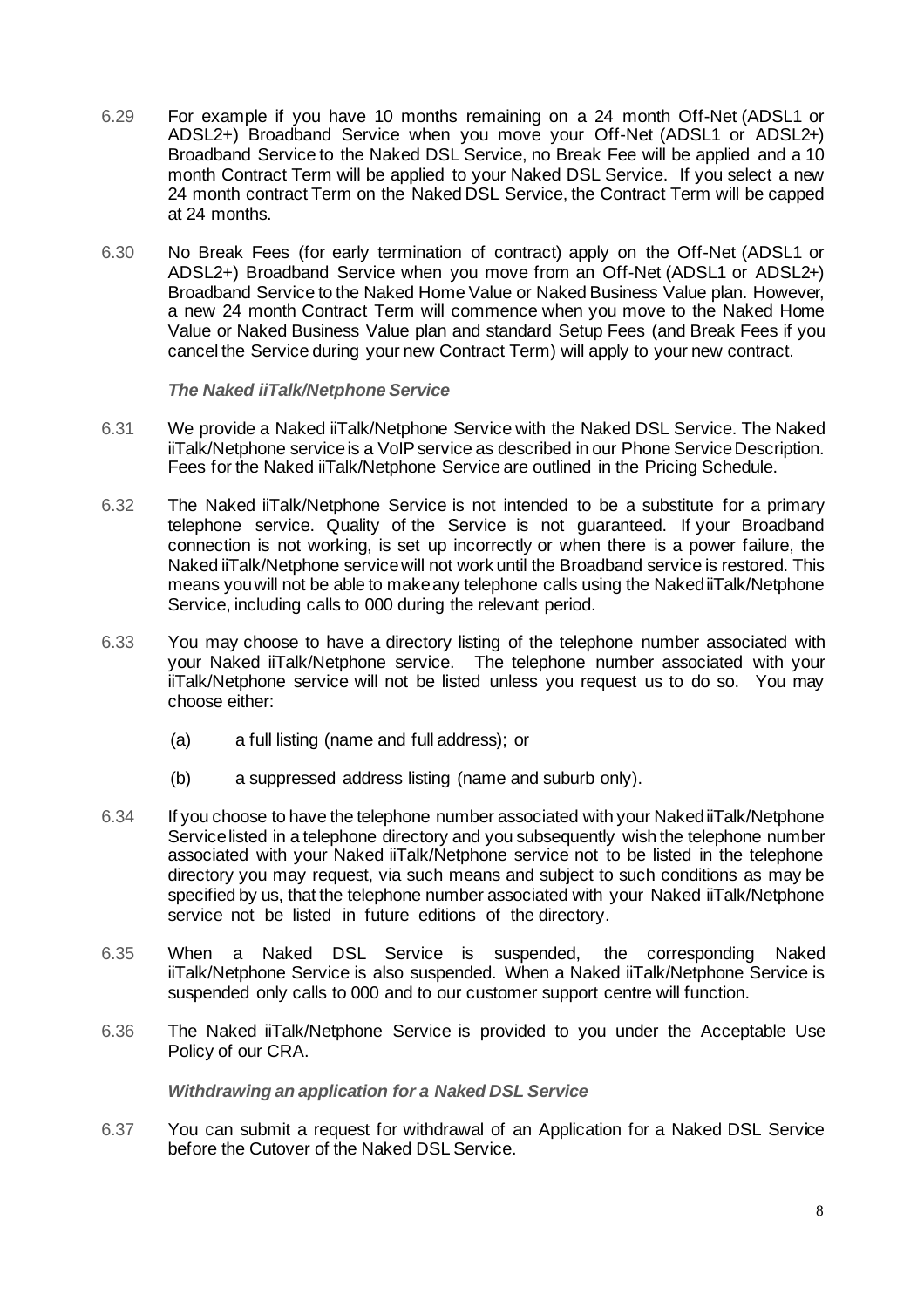6.29 For example if you have 10 months remaining on a 24 month Off-Net (ADSL1 or ADSL2+) Broadband Service when you move your Off-Net (ADSL1 or ADSL2+) Broadband Service to the Naked DSL Service, no Break Fee will be applied and a 10 month Contract Term will be applied to your Naked DSL Service. If you select a new 24 month contract Term on the Naked DSL Service, the Contract Term will be capped at 24 months.

6.30 No Break Fees (for early termination of contract) apply on the Off-Net (ADSL1 or ADSL2+) Broadband Service when you move from an Off-Net (ADSL1 or ADSL2+) Broadband Service to the Naked Home Value or Naked Business Value plan. However, a new 24 month Contract Term will commence when you move to the Naked Home Value or Naked Business Value plan and standard Setup Fees (and Break Fees if you cancel the Service during your new Contract Term) will apply to your new contract.

***The Naked iiTalk/Netphone Service***

6.31 We provide a Naked iiTalk/Netphone Service with the Naked DSL Service. The Naked iiTalk/Netphone service is a VoIP service as described in our Phone Service Description. Fees for the Naked iiTalk/Netphone Service are outlined in the Pricing Schedule.

6.32 The Naked iiTalk/Netphone Service is not intended to be a substitute for a primary telephone service. Quality of the Service is not guaranteed. If your Broadband connection is not working, is set up incorrectly or when there is a power failure, the Naked iiTalk/Netphone service will not work until the Broadband service is restored. This means you will not be able to make any telephone calls using the Naked iiTalk/Netphone Service, including calls to 000 during the relevant period.

6.33 You may choose to have a directory listing of the telephone number associated with your Naked iiTalk/Netphone service. The telephone number associated with your iiTalk/Netphone service will not be listed unless you request us to do so. You may choose either:

(a) a full listing (name and full address); or

(b) a suppressed address listing (name and suburb only).

6.34 If you choose to have the telephone number associated with your Naked iiTalk/Netphone Service listed in a telephone directory and you subsequently wish the telephone number associated with your Naked iiTalk/Netphone service not to be listed in the telephone directory you may request, via such means and subject to such conditions as may be specified by us, that the telephone number associated with your Naked iiTalk/Netphone service not be listed in future editions of the directory.

6.35 When a Naked DSL Service is suspended, the corresponding Naked iiTalk/Netphone Service is also suspended. When a Naked iiTalk/Netphone Service is suspended only calls to 000 and to our customer support centre will function.

6.36 The Naked iiTalk/Netphone Service is provided to you under the Acceptable Use Policy of our CRA.

***Withdrawing an application for a Naked DSL Service***

6.37 You can submit a request for withdrawal of an Application for a Naked DSL Service before the Cutover of the Naked DSL Service.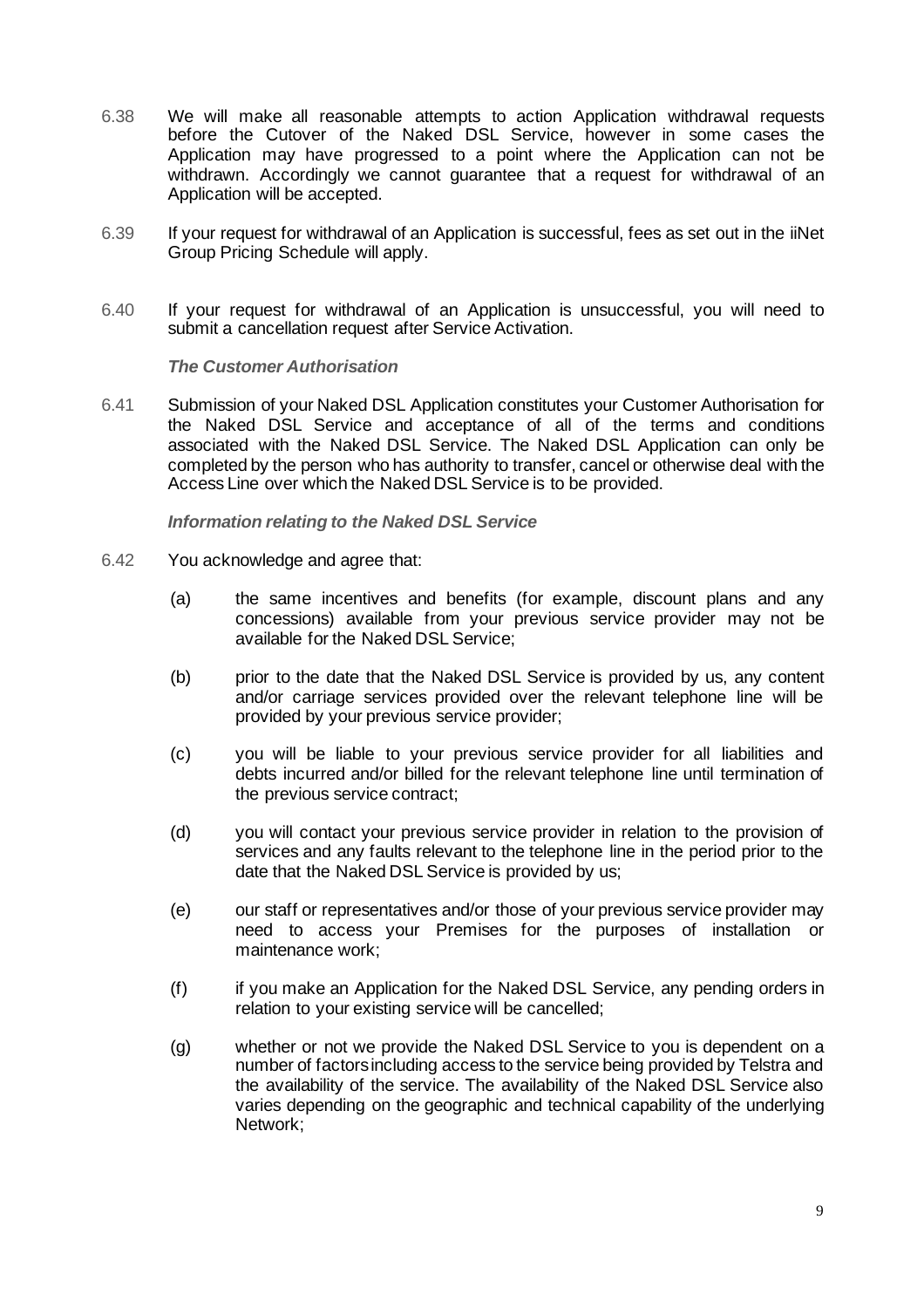6.38 We will make all reasonable attempts to action Application withdrawal requests before the Cutover of the Naked DSL Service, however in some cases the Application may have progressed to a point where the Application can not be withdrawn. Accordingly we cannot guarantee that a request for withdrawal of an Application will be accepted.

6.39 If your request for withdrawal of an Application is successful, fees as set out in the iiNet Group Pricing Schedule will apply.

6.40 If your request for withdrawal of an Application is unsuccessful, you will need to submit a cancellation request after Service Activation.

***The Customer Authorisation***

6.41 Submission of your Naked DSL Application constitutes your Customer Authorisation for the Naked DSL Service and acceptance of all of the terms and conditions associated with the Naked DSL Service. The Naked DSL Application can only be completed by the person who has authority to transfer, cancel or otherwise deal with the Access Line over which the Naked DSL Service is to be provided.

***Information relating to the Naked DSL Service***

6.42 You acknowledge and agree that:

(a) the same incentives and benefits (for example, discount plans and any concessions) available from your previous service provider may not be available for the Naked DSL Service;

(b) prior to the date that the Naked DSL Service is provided by us, any content and/or carriage services provided over the relevant telephone line will be provided by your previous service provider;

(c) you will be liable to your previous service provider for all liabilities and debts incurred and/or billed for the relevant telephone line until termination of the previous service contract;

(d) you will contact your previous service provider in relation to the provision of services and any faults relevant to the telephone line in the period prior to the date that the Naked DSL Service is provided by us;

(e) our staff or representatives and/or those of your previous service provider may need to access your Premises for the purposes of installation or maintenance work;

(f) if you make an Application for the Naked DSL Service, any pending orders in relation to your existing service will be cancelled;

(g) whether or not we provide the Naked DSL Service to you is dependent on a number of factors including access to the service being provided by Telstra and the availability of the service. The availability of the Naked DSL Service also varies depending on the geographic and technical capability of the underlying Network;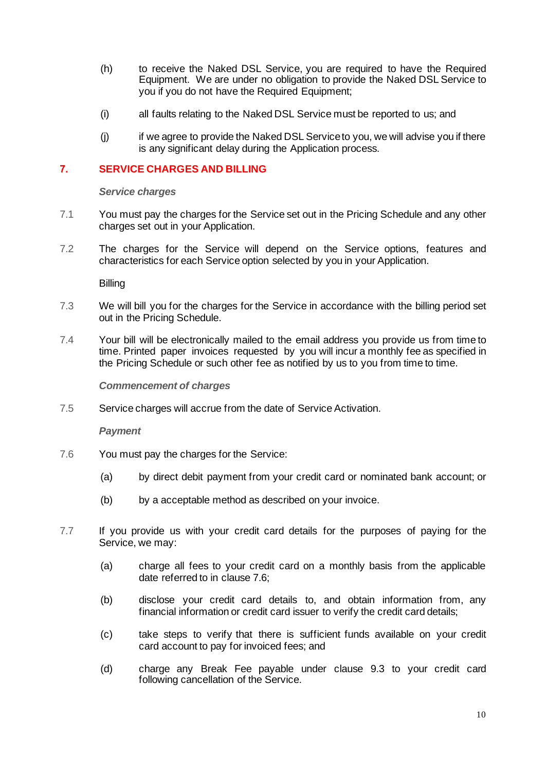(h) to receive the Naked DSL Service, you are required to have the Required Equipment. We are under no obligation to provide the Naked DSL Service to you if you do not have the Required Equipment;

(i) all faults relating to the Naked DSL Service must be reported to us; and

(j) if we agree to provide the Naked DSL Service to you, we will advise you if there is any significant delay during the Application process.

## 7. SERVICE CHARGES AND BILLING

***Service charges***

7.1 You must pay the charges for the Service set out in the Pricing Schedule and any other charges set out in your Application.

7.2 The charges for the Service will depend on the Service options, features and characteristics for each Service option selected by you in your Application.

Billing

7.3 We will bill you for the charges for the Service in accordance with the billing period set out in the Pricing Schedule.

7.4 Your bill will be electronically mailed to the email address you provide us from time to time. Printed paper invoices requested by you will incur a monthly fee as specified in the Pricing Schedule or such other fee as notified by us to you from time to time.

***Commencement of charges***

7.5 Service charges will accrue from the date of Service Activation.

***Payment***

7.6 You must pay the charges for the Service:

(a) by direct debit payment from your credit card or nominated bank account; or

(b) by a acceptable method as described on your invoice.

7.7 If you provide us with your credit card details for the purposes of paying for the Service, we may:

(a) charge all fees to your credit card on a monthly basis from the applicable date referred to in clause 7.6;

(b) disclose your credit card details to, and obtain information from, any financial information or credit card issuer to verify the credit card details;

(c) take steps to verify that there is sufficient funds available on your credit card account to pay for invoiced fees; and

(d) charge any Break Fee payable under clause 9.3 to your credit card following cancellation of the Service.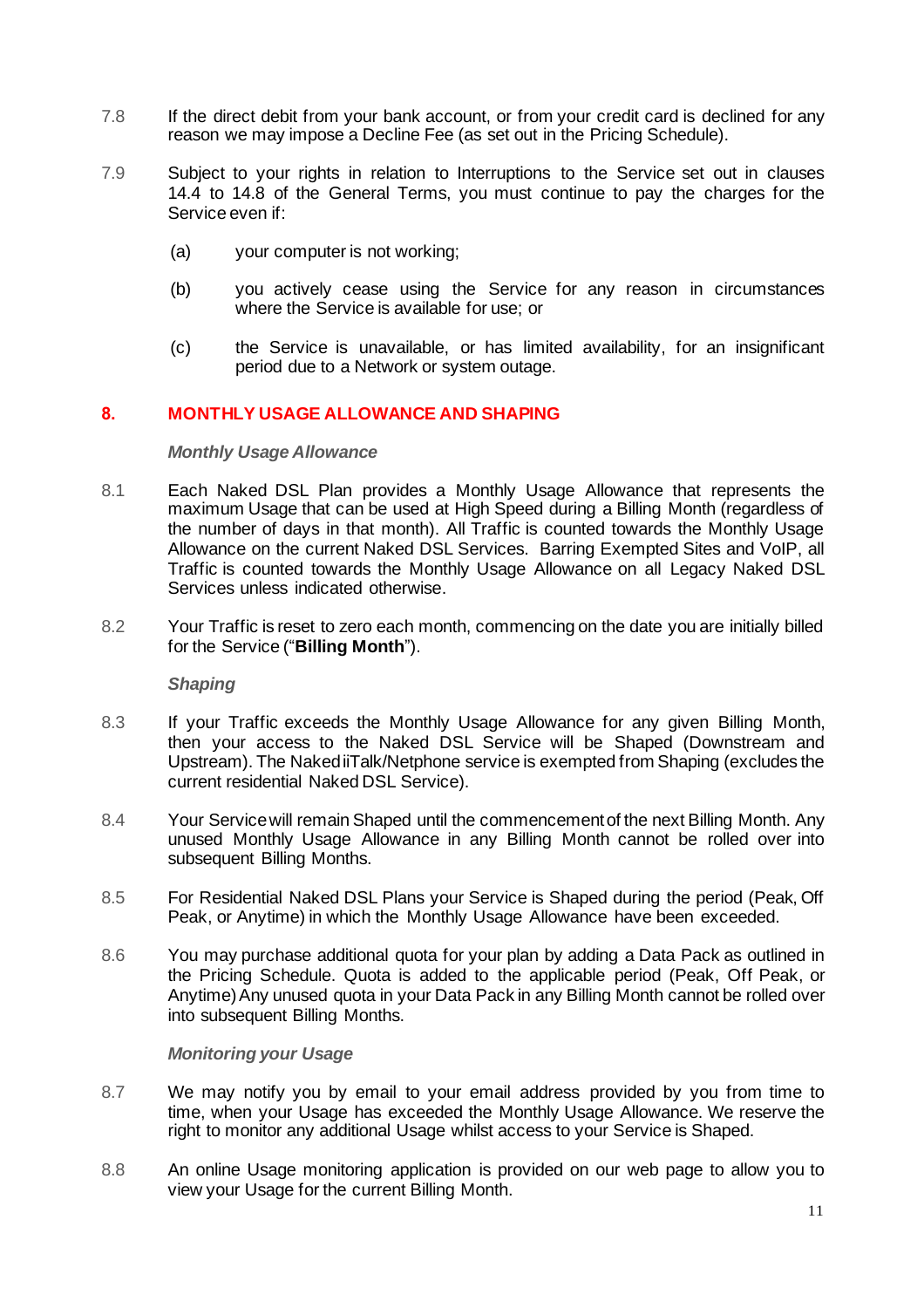7.8 If the direct debit from your bank account, or from your credit card is declined for any reason we may impose a Decline Fee (as set out in the Pricing Schedule).

7.9 Subject to your rights in relation to Interruptions to the Service set out in clauses 14.4 to 14.8 of the General Terms, you must continue to pay the charges for the Service even if:

(a) your computer is not working;

(b) you actively cease using the Service for any reason in circumstances where the Service is available for use; or

(c) the Service is unavailable, or has limited availability, for an insignificant period due to a Network or system outage.

## 8. MONTHLY USAGE ALLOWANCE AND SHAPING

***Monthly Usage Allowance***

8.1 Each Naked DSL Plan provides a Monthly Usage Allowance that represents the maximum Usage that can be used at High Speed during a Billing Month (regardless of the number of days in that month). All Traffic is counted towards the Monthly Usage Allowance on the current Naked DSL Services. Barring Exempted Sites and VoIP, all Traffic is counted towards the Monthly Usage Allowance on all Legacy Naked DSL Services unless indicated otherwise.

8.2 Your Traffic is reset to zero each month, commencing on the date you are initially billed for the Service ("**Billing Month**").

***Shaping***

8.3 If your Traffic exceeds the Monthly Usage Allowance for any given Billing Month, then your access to the Naked DSL Service will be Shaped (Downstream and Upstream). The Naked iiTalk/Netphone service is exempted from Shaping (excludes the current residential Naked DSL Service).

8.4 Your Service will remain Shaped until the commencement of the next Billing Month. Any unused Monthly Usage Allowance in any Billing Month cannot be rolled over into subsequent Billing Months.

8.5 For Residential Naked DSL Plans your Service is Shaped during the period (Peak, Off Peak, or Anytime) in which the Monthly Usage Allowance have been exceeded.

8.6 You may purchase additional quota for your plan by adding a Data Pack as outlined in the Pricing Schedule. Quota is added to the applicable period (Peak, Off Peak, or Anytime) Any unused quota in your Data Pack in any Billing Month cannot be rolled over into subsequent Billing Months.

***Monitoring your Usage***

8.7 We may notify you by email to your email address provided by you from time to time, when your Usage has exceeded the Monthly Usage Allowance. We reserve the right to monitor any additional Usage whilst access to your Service is Shaped.

8.8 An online Usage monitoring application is provided on our web page to allow you to view your Usage for the current Billing Month.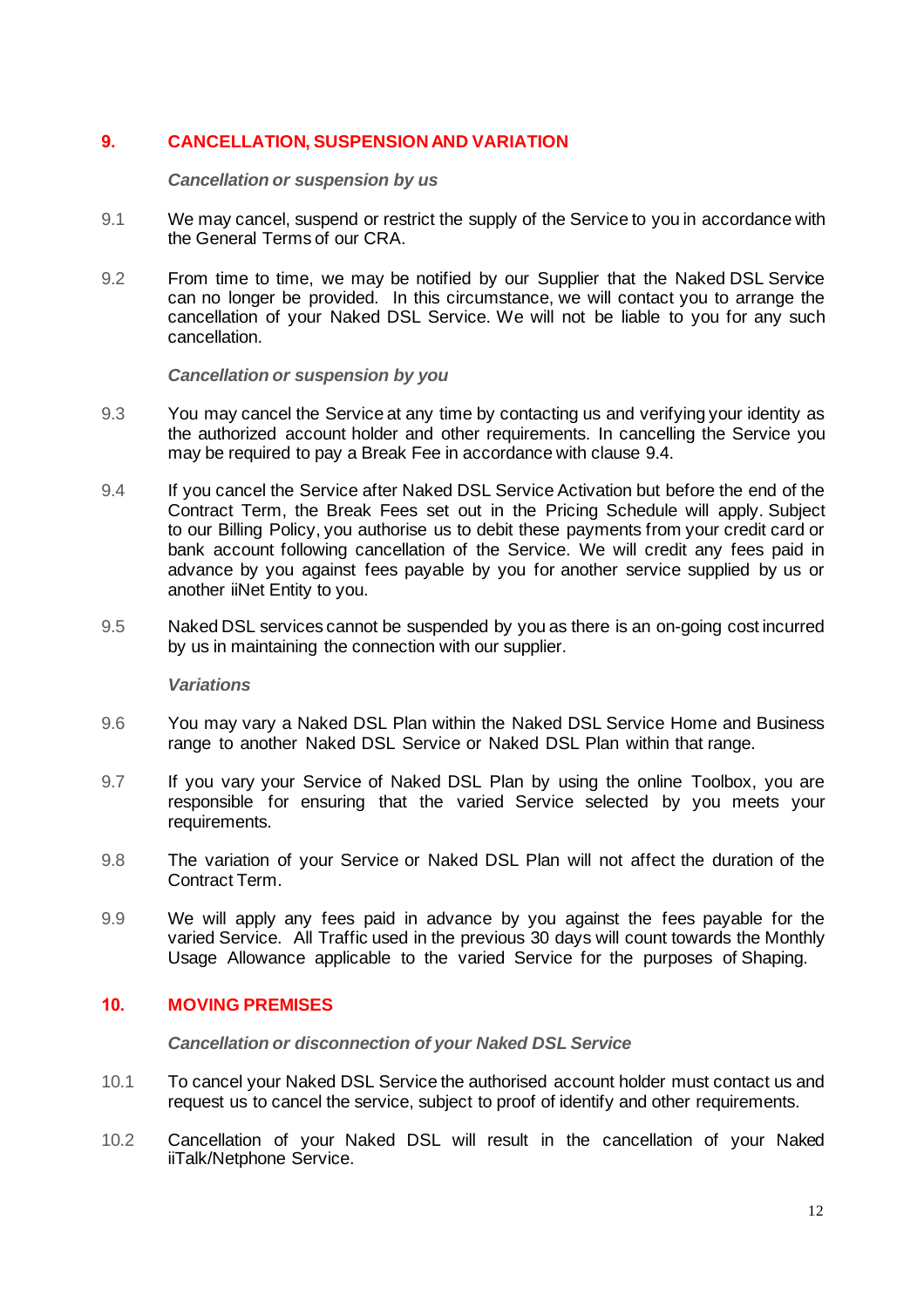## 9. CANCELLATION, SUSPENSION AND VARIATION

***Cancellation or suspension by us***

9.1 We may cancel, suspend or restrict the supply of the Service to you in accordance with the General Terms of our CRA.

9.2 From time to time, we may be notified by our Supplier that the Naked DSL Service can no longer be provided. In this circumstance, we will contact you to arrange the cancellation of your Naked DSL Service. We will not be liable to you for any such cancellation.

***Cancellation or suspension by you***

9.3 You may cancel the Service at any time by contacting us and verifying your identity as the authorized account holder and other requirements. In cancelling the Service you may be required to pay a Break Fee in accordance with clause 9.4.

9.4 If you cancel the Service after Naked DSL Service Activation but before the end of the Contract Term, the Break Fees set out in the Pricing Schedule will apply. Subject to our Billing Policy, you authorise us to debit these payments from your credit card or bank account following cancellation of the Service. We will credit any fees paid in advance by you against fees payable by you for another service supplied by us or another iiNet Entity to you.

9.5 Naked DSL services cannot be suspended by you as there is an on-going cost incurred by us in maintaining the connection with our supplier.

***Variations***

9.6 You may vary a Naked DSL Plan within the Naked DSL Service Home and Business range to another Naked DSL Service or Naked DSL Plan within that range.

9.7 If you vary your Service of Naked DSL Plan by using the online Toolbox, you are responsible for ensuring that the varied Service selected by you meets your requirements.

9.8 The variation of your Service or Naked DSL Plan will not affect the duration of the Contract Term.

9.9 We will apply any fees paid in advance by you against the fees payable for the varied Service. All Traffic used in the previous 30 days will count towards the Monthly Usage Allowance applicable to the varied Service for the purposes of Shaping.

## 10. MOVING PREMISES

***Cancellation or disconnection of your Naked DSL Service***

10.1 To cancel your Naked DSL Service the authorised account holder must contact us and request us to cancel the service, subject to proof of identify and other requirements.

10.2 Cancellation of your Naked DSL will result in the cancellation of your Naked iiTalk/Netphone Service.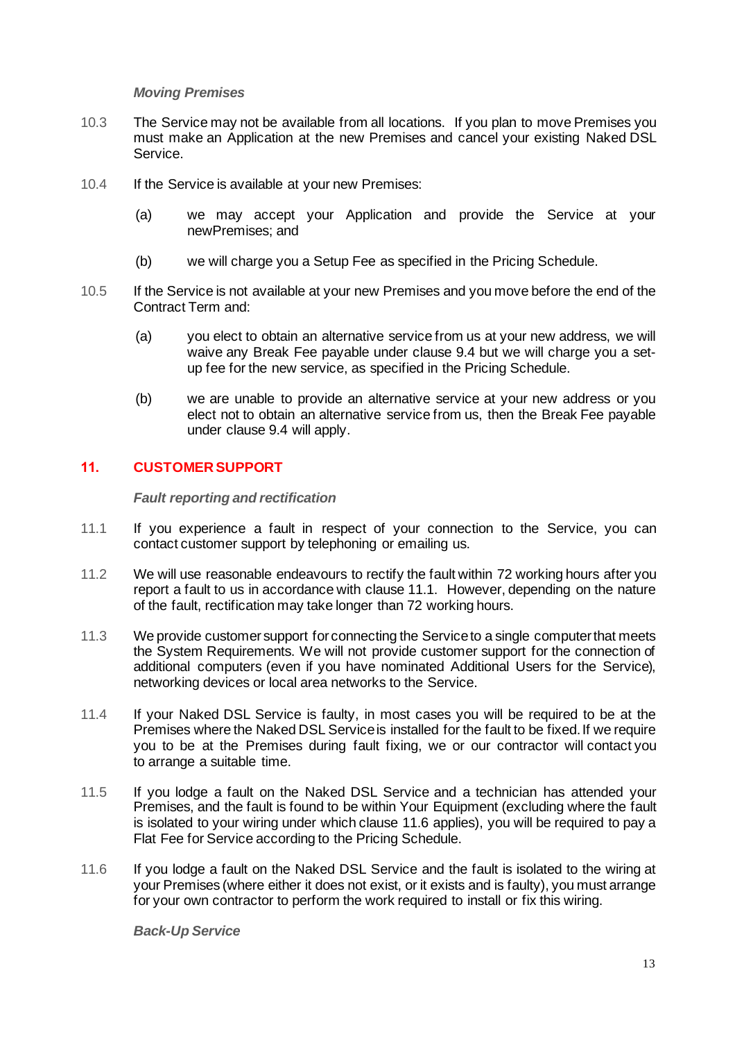*Moving Premises*

10.3 The Service may not be available from all locations. If you plan to move Premises you must make an Application at the new Premises and cancel your existing Naked DSL Service.

10.4 If the Service is available at your new Premises:

(a) we may accept your Application and provide the Service at your newPremises; and

(b) we will charge you a Setup Fee as specified in the Pricing Schedule.

10.5 If the Service is not available at your new Premises and you move before the end of the Contract Term and:

(a) you elect to obtain an alternative service from us at your new address, we will waive any Break Fee payable under clause 9.4 but we will charge you a set-up fee for the new service, as specified in the Pricing Schedule.

(b) we are unable to provide an alternative service at your new address or you elect not to obtain an alternative service from us, then the Break Fee payable under clause 9.4 will apply.

## 11. CUSTOMER SUPPORT

*Fault reporting and rectification*

11.1 If you experience a fault in respect of your connection to the Service, you can contact customer support by telephoning or emailing us.

11.2 We will use reasonable endeavours to rectify the fault within 72 working hours after you report a fault to us in accordance with clause 11.1. However, depending on the nature of the fault, rectification may take longer than 72 working hours.

11.3 We provide customer support for connecting the Service to a single computer that meets the System Requirements. We will not provide customer support for the connection of additional computers (even if you have nominated Additional Users for the Service), networking devices or local area networks to the Service.

11.4 If your Naked DSL Service is faulty, in most cases you will be required to be at the Premises where the Naked DSL Service is installed for the fault to be fixed. If we require you to be at the Premises during fault fixing, we or our contractor will contact you to arrange a suitable time.

11.5 If you lodge a fault on the Naked DSL Service and a technician has attended your Premises, and the fault is found to be within Your Equipment (excluding where the fault is isolated to your wiring under which clause 11.6 applies), you will be required to pay a Flat Fee for Service according to the Pricing Schedule.

11.6 If you lodge a fault on the Naked DSL Service and the fault is isolated to the wiring at your Premises (where either it does not exist, or it exists and is faulty), you must arrange for your own contractor to perform the work required to install or fix this wiring.

*Back-Up Service*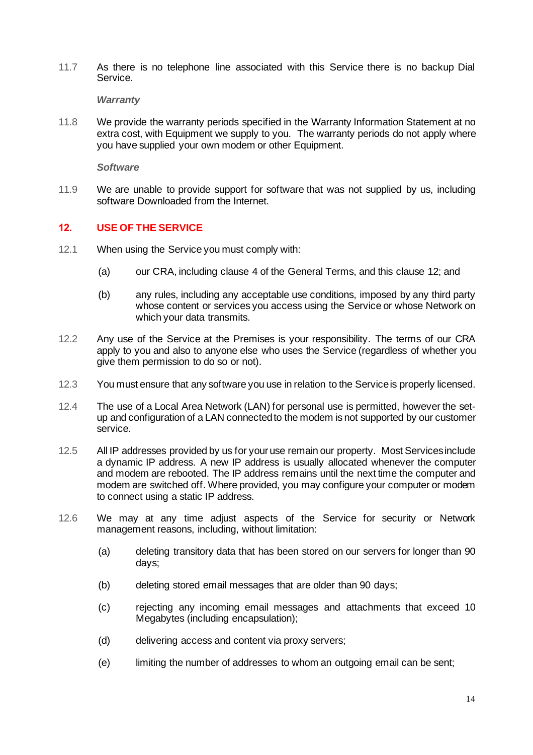11.7 As there is no telephone line associated with this Service there is no backup Dial Service.

***Warranty***

11.8 We provide the warranty periods specified in the Warranty Information Statement at no extra cost, with Equipment we supply to you. The warranty periods do not apply where you have supplied your own modem or other Equipment.

***Software***

11.9 We are unable to provide support for software that was not supplied by us, including software Downloaded from the Internet.

## 12. USE OF THE SERVICE

12.1 When using the Service you must comply with:

(a) our CRA, including clause 4 of the General Terms, and this clause 12; and

(b) any rules, including any acceptable use conditions, imposed by any third party whose content or services you access using the Service or whose Network on which your data transmits.

12.2 Any use of the Service at the Premises is your responsibility. The terms of our CRA apply to you and also to anyone else who uses the Service (regardless of whether you give them permission to do so or not).

12.3 You must ensure that any software you use in relation to the Service is properly licensed.

12.4 The use of a Local Area Network (LAN) for personal use is permitted, however the set-up and configuration of a LAN connected to the modem is not supported by our customer service.

12.5 All IP addresses provided by us for your use remain our property. Most Services include a dynamic IP address. A new IP address is usually allocated whenever the computer and modem are rebooted. The IP address remains until the next time the computer and modem are switched off. Where provided, you may configure your computer or modem to connect using a static IP address.

12.6 We may at any time adjust aspects of the Service for security or Network management reasons, including, without limitation:

(a) deleting transitory data that has been stored on our servers for longer than 90 days;

(b) deleting stored email messages that are older than 90 days;

(c) rejecting any incoming email messages and attachments that exceed 10 Megabytes (including encapsulation);

(d) delivering access and content via proxy servers;

(e) limiting the number of addresses to whom an outgoing email can be sent;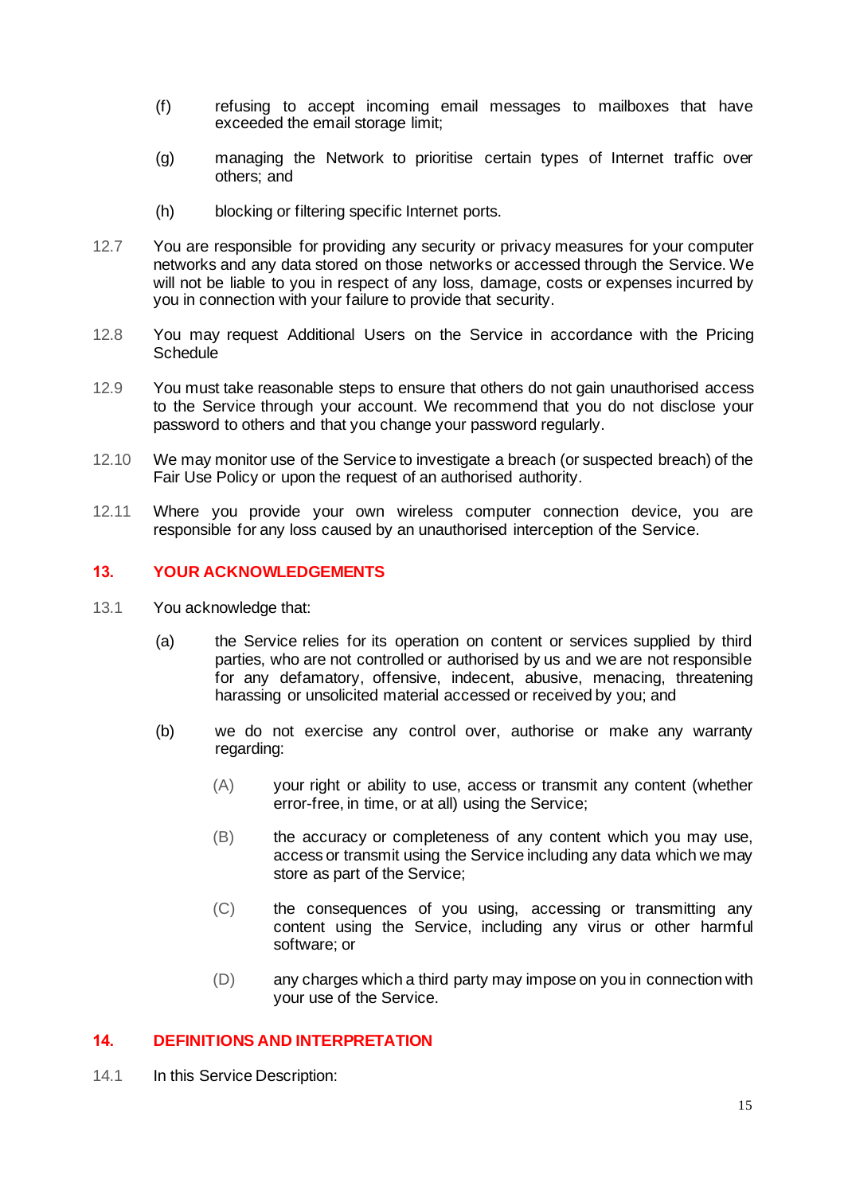(f) refusing to accept incoming email messages to mailboxes that have exceeded the email storage limit;

(g) managing the Network to prioritise certain types of Internet traffic over others; and

(h) blocking or filtering specific Internet ports.

12.7 You are responsible for providing any security or privacy measures for your computer networks and any data stored on those networks or accessed through the Service. We will not be liable to you in respect of any loss, damage, costs or expenses incurred by you in connection with your failure to provide that security.

12.8 You may request Additional Users on the Service in accordance with the Pricing Schedule

12.9 You must take reasonable steps to ensure that others do not gain unauthorised access to the Service through your account. We recommend that you do not disclose your password to others and that you change your password regularly.

12.10 We may monitor use of the Service to investigate a breach (or suspected breach) of the Fair Use Policy or upon the request of an authorised authority.

12.11 Where you provide your own wireless computer connection device, you are responsible for any loss caused by an unauthorised interception of the Service.

## 13. YOUR ACKNOWLEDGEMENTS

13.1 You acknowledge that:

(a) the Service relies for its operation on content or services supplied by third parties, who are not controlled or authorised by us and we are not responsible for any defamatory, offensive, indecent, abusive, menacing, threatening harassing or unsolicited material accessed or received by you; and

(b) we do not exercise any control over, authorise or make any warranty regarding:

(A) your right or ability to use, access or transmit any content (whether error-free, in time, or at all) using the Service;

(B) the accuracy or completeness of any content which you may use, access or transmit using the Service including any data which we may store as part of the Service;

(C) the consequences of you using, accessing or transmitting any content using the Service, including any virus or other harmful software; or

(D) any charges which a third party may impose on you in connection with your use of the Service.

## 14. DEFINITIONS AND INTERPRETATION

14.1 In this Service Description: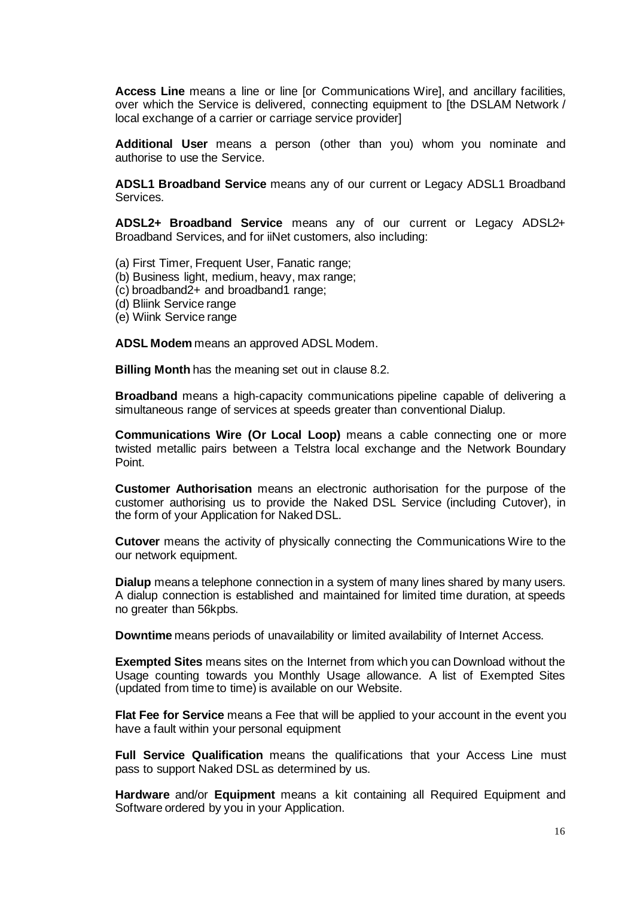**Access Line** means a line or line [or Communications Wire], and ancillary facilities, over which the Service is delivered, connecting equipment to [the DSLAM Network / local exchange of a carrier or carriage service provider]

**Additional User** means a person (other than you) whom you nominate and authorise to use the Service.

**ADSL1 Broadband Service** means any of our current or Legacy ADSL1 Broadband Services.

**ADSL2+ Broadband Service** means any of our current or Legacy ADSL2+ Broadband Services, and for iiNet customers, also including:

(a) First Timer, Frequent User, Fanatic range;
(b) Business light, medium, heavy, max range;
(c) broadband2+ and broadband1 range;
(d) Bliink Service range
(e) Wiink Service range

**ADSL Modem** means an approved ADSL Modem.

**Billing Month** has the meaning set out in clause 8.2.

**Broadband** means a high-capacity communications pipeline capable of delivering a simultaneous range of services at speeds greater than conventional Dialup.

**Communications Wire (Or Local Loop)** means a cable connecting one or more twisted metallic pairs between a Telstra local exchange and the Network Boundary Point.

**Customer Authorisation** means an electronic authorisation for the purpose of the customer authorising us to provide the Naked DSL Service (including Cutover), in the form of your Application for Naked DSL.

**Cutover** means the activity of physically connecting the Communications Wire to the our network equipment.

**Dialup** means a telephone connection in a system of many lines shared by many users. A dialup connection is established and maintained for limited time duration, at speeds no greater than 56kpbs.

**Downtime** means periods of unavailability or limited availability of Internet Access.

**Exempted Sites** means sites on the Internet from which you can Download without the Usage counting towards you Monthly Usage allowance. A list of Exempted Sites (updated from time to time) is available on our Website.

**Flat Fee for Service** means a Fee that will be applied to your account in the event you have a fault within your personal equipment

**Full Service Qualification** means the qualifications that your Access Line must pass to support Naked DSL as determined by us.

**Hardware** and/or **Equipment** means a kit containing all Required Equipment and Software ordered by you in your Application.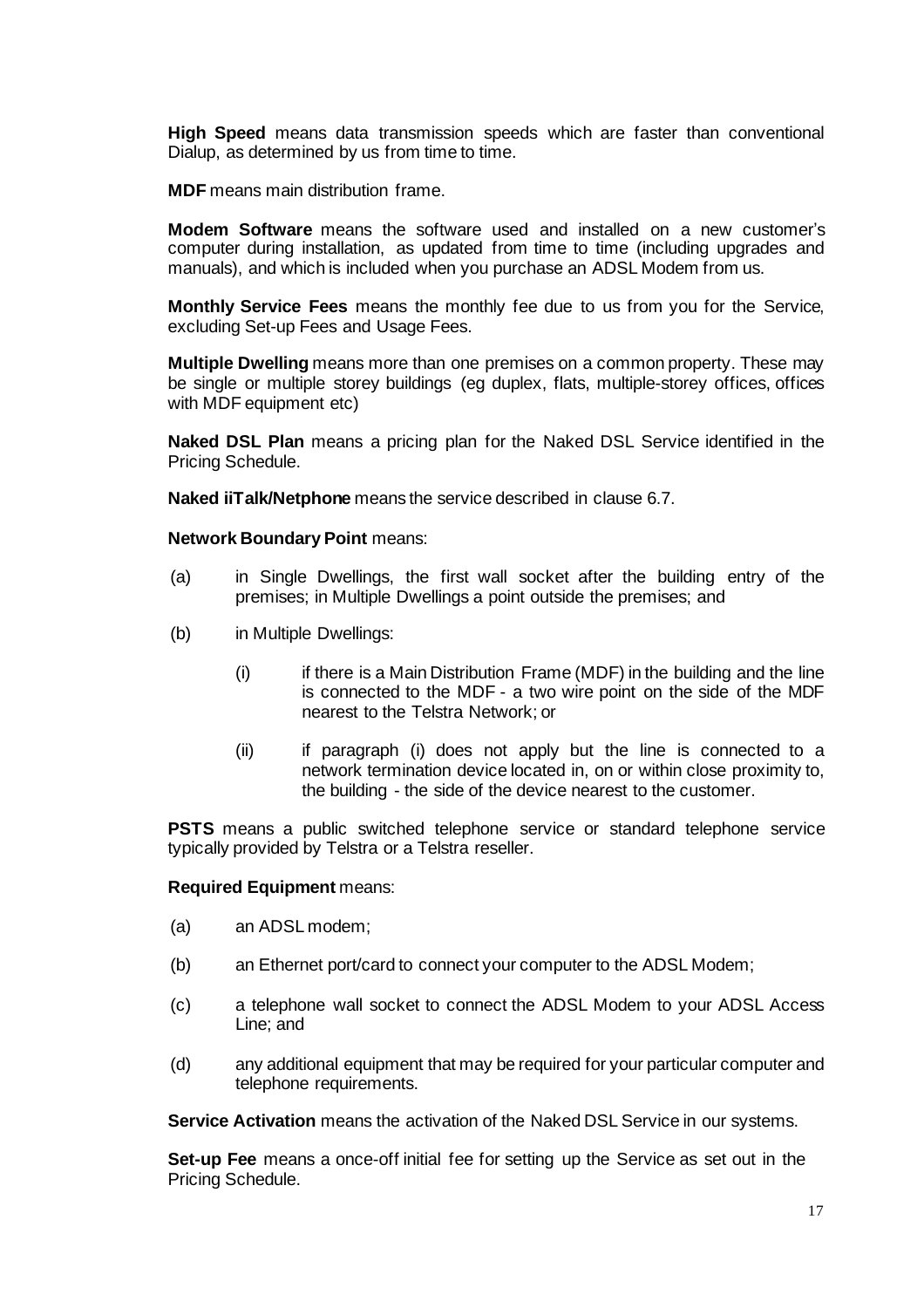**High Speed** means data transmission speeds which are faster than conventional Dialup, as determined by us from time to time.

**MDF** means main distribution frame.

**Modem Software** means the software used and installed on a new customer's computer during installation, as updated from time to time (including upgrades and manuals), and which is included when you purchase an ADSL Modem from us.

**Monthly Service Fees** means the monthly fee due to us from you for the Service, excluding Set-up Fees and Usage Fees.

**Multiple Dwelling** means more than one premises on a common property. These may be single or multiple storey buildings (eg duplex, flats, multiple-storey offices, offices with MDF equipment etc)

**Naked DSL Plan** means a pricing plan for the Naked DSL Service identified in the Pricing Schedule.

**Naked iiTalk/Netphone** means the service described in clause 6.7.

**Network Boundary Point** means:

(a) in Single Dwellings, the first wall socket after the building entry of the premises; in Multiple Dwellings a point outside the premises; and

(b) in Multiple Dwellings:

   (i) if there is a Main Distribution Frame (MDF) in the building and the line is connected to the MDF - a two wire point on the side of the MDF nearest to the Telstra Network; or

   (ii) if paragraph (i) does not apply but the line is connected to a network termination device located in, on or within close proximity to, the building - the side of the device nearest to the customer.

**PSTS** means a public switched telephone service or standard telephone service typically provided by Telstra or a Telstra reseller.

**Required Equipment** means:

(a) an ADSL modem;

(b) an Ethernet port/card to connect your computer to the ADSL Modem;

(c) a telephone wall socket to connect the ADSL Modem to your ADSL Access Line; and

(d) any additional equipment that may be required for your particular computer and telephone requirements.

**Service Activation** means the activation of the Naked DSL Service in our systems.

**Set-up Fee** means a once-off initial fee for setting up the Service as set out in the Pricing Schedule.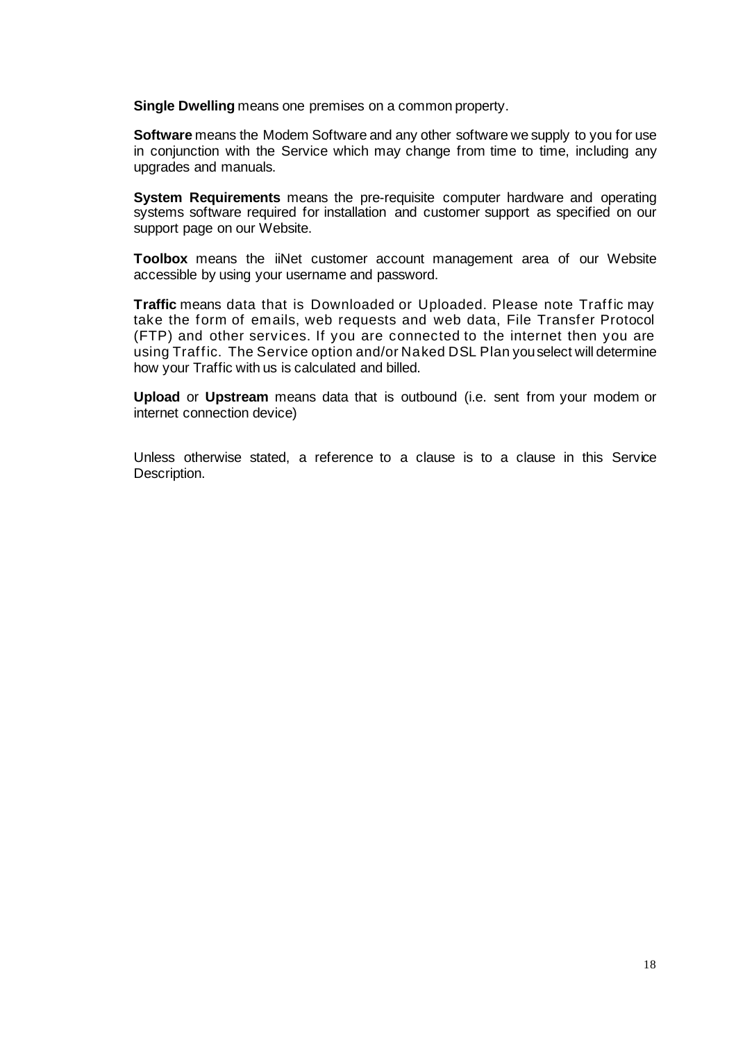**Single Dwelling** means one premises on a common property.

**Software** means the Modem Software and any other software we supply to you for use in conjunction with the Service which may change from time to time, including any upgrades and manuals.

**System Requirements** means the pre-requisite computer hardware and operating systems software required for installation and customer support as specified on our support page on our Website.

**Toolbox** means the iiNet customer account management area of our Website accessible by using your username and password.

**Traffic** means data that is Downloaded or Uploaded. Please note Traffic may take the form of emails, web requests and web data, File Transfer Protocol (FTP) and other services. If you are connected to the internet then you are using Traffic. The Service option and/or Naked DSL Plan you select will determine how your Traffic with us is calculated and billed.

**Upload** or **Upstream** means data that is outbound (i.e. sent from your modem or internet connection device)

Unless otherwise stated, a reference to a clause is to a clause in this Service Description.